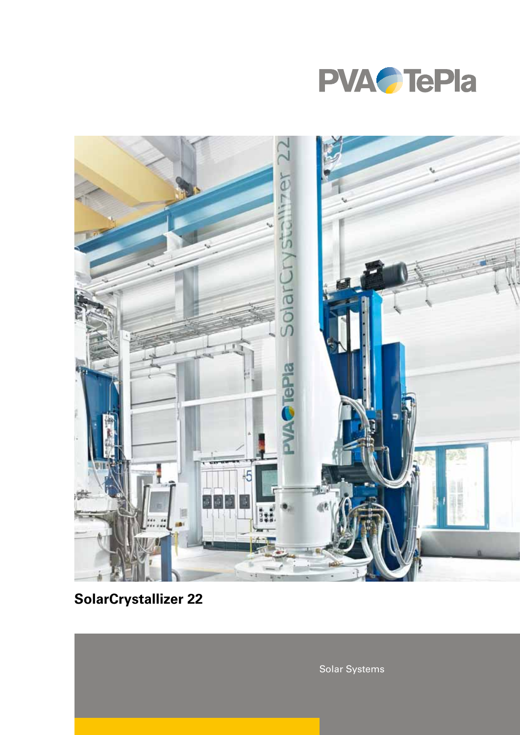PVA TePla

# SolarCrystallizer 22

Solar Systems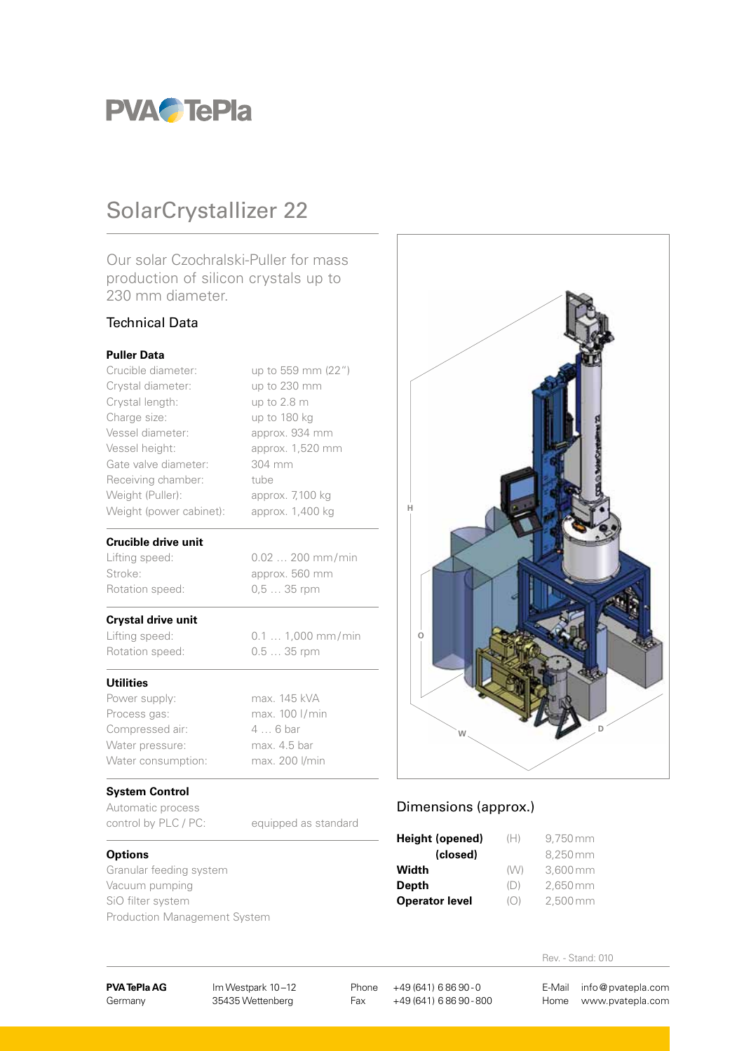# SolarCrystallizer 22

Our solar Czochralski-Puller for mass production of silicon crystals up to 230 mm diameter.

## Technical Data

### Puller Data

| | |
|---|---|
| Crucible diameter: | up to 559 mm (22") |
| Crystal diameter: | up to 230 mm |
| Crystal length: | up to 2.8 m |
| Charge size: | up to 180 kg |
| Vessel diameter: | approx. 934 mm |
| Vessel height: | approx. 1,520 mm |
| Gate valve diameter: | 304 mm |
| Receiving chamber: | tube |
| Weight (Puller): | approx. 7,100 kg |
| Weight (power cabinet): | approx. 1,400 kg |

### Crucible drive unit

| | |
|---|---|
| Lifting speed: | 0.02 … 200 mm/min |
| Stroke: | approx. 560 mm |
| Rotation speed: | 0,5 … 35 rpm |

### Crystal drive unit

| | |
|---|---|
| Lifting speed: | 0.1 … 1,000 mm/min |
| Rotation speed: | 0.5 … 35 rpm |

### Utilities

| | |
|---|---|
| Power supply: | max. 145 kVA |
| Process gas: | max. 100 l/min |
| Compressed air: | 4 … 6 bar |
| Water pressure: | max. 4.5 bar |
| Water consumption: | max. 200 l/min |

### System Control

| | |
|---|---|
| Automatic process control by PLC / PC: | equipped as standard |

### Options

Granular feeding system
Vacuum pumping
SiO filter system
Production Management System

H
O
W
D

## Dimensions (approx.)

| | | |
|---|---|---|
| **Height (opened)** | (H) | 9,750 mm |
| **(closed)** | | 8,250 mm |
| **Width** | (W) | 3,600 mm |
| **Depth** | (D) | 2,650 mm |
| **Operator level** | (O) | 2,500 mm |

Rev. - Stand: 010

**PVA TePla AG**
Germany

Im Westpark 10–12
35435 Wettenberg

Phone +49 (641) 6 86 90 - 0
Fax +49 (641) 6 86 90 - 800

E-Mail info@pvatepla.com
Home www.pvatepla.com